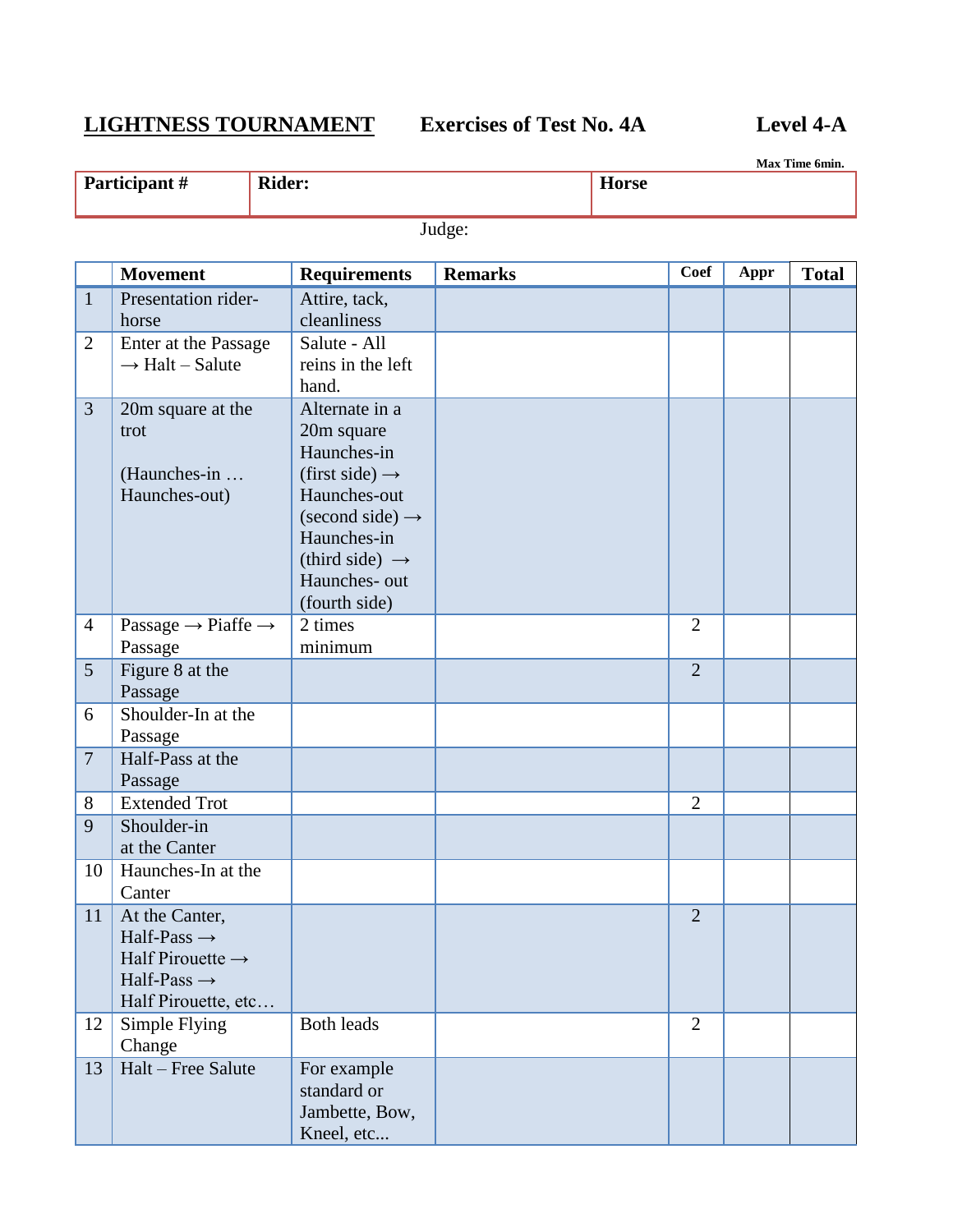**LIGHTNESS TOURNAMENT** **Exercises of Test No. 4A** **Level 4-A**

**Max Time 6min.**

| **Participant #** | **Rider:** | **Horse** |
|---|---|---|
| | | |

Judge:

| | **Movement** | **Requirements** | **Remarks** | **Coef** | **Appr** | **Total** |
|---|---|---|---|---|---|---|
| 1 | Presentation rider-horse | Attire, tack, cleanliness | | | | |
| 2 | Enter at the Passage → Halt – Salute | Salute - All reins in the left hand. | | | | |
| 3 | 20m square at the trot (Haunches-in … Haunches-out) | Alternate in a 20m square Haunches-in (first side) → Haunches-out (second side) → Haunches-in (third side) → Haunches- out (fourth side) | | | | |
| 4 | Passage → Piaffe → Passage | 2 times minimum | | 2 | | |
| 5 | Figure 8 at the Passage | | | 2 | | |
| 6 | Shoulder-In at the Passage | | | | | |
| 7 | Half-Pass at the Passage | | | | | |
| 8 | Extended Trot | | | 2 | | |
| 9 | Shoulder-in at the Canter | | | | | |
| 10 | Haunches-In at the Canter | | | | | |
| 11 | At the Canter, Half-Pass → Half Pirouette → Half-Pass → Half Pirouette, etc… | | | 2 | | |
| 12 | Simple Flying Change | Both leads | | 2 | | |
| 13 | Halt – Free Salute | For example standard or Jambette, Bow, Kneel, etc... | | | | |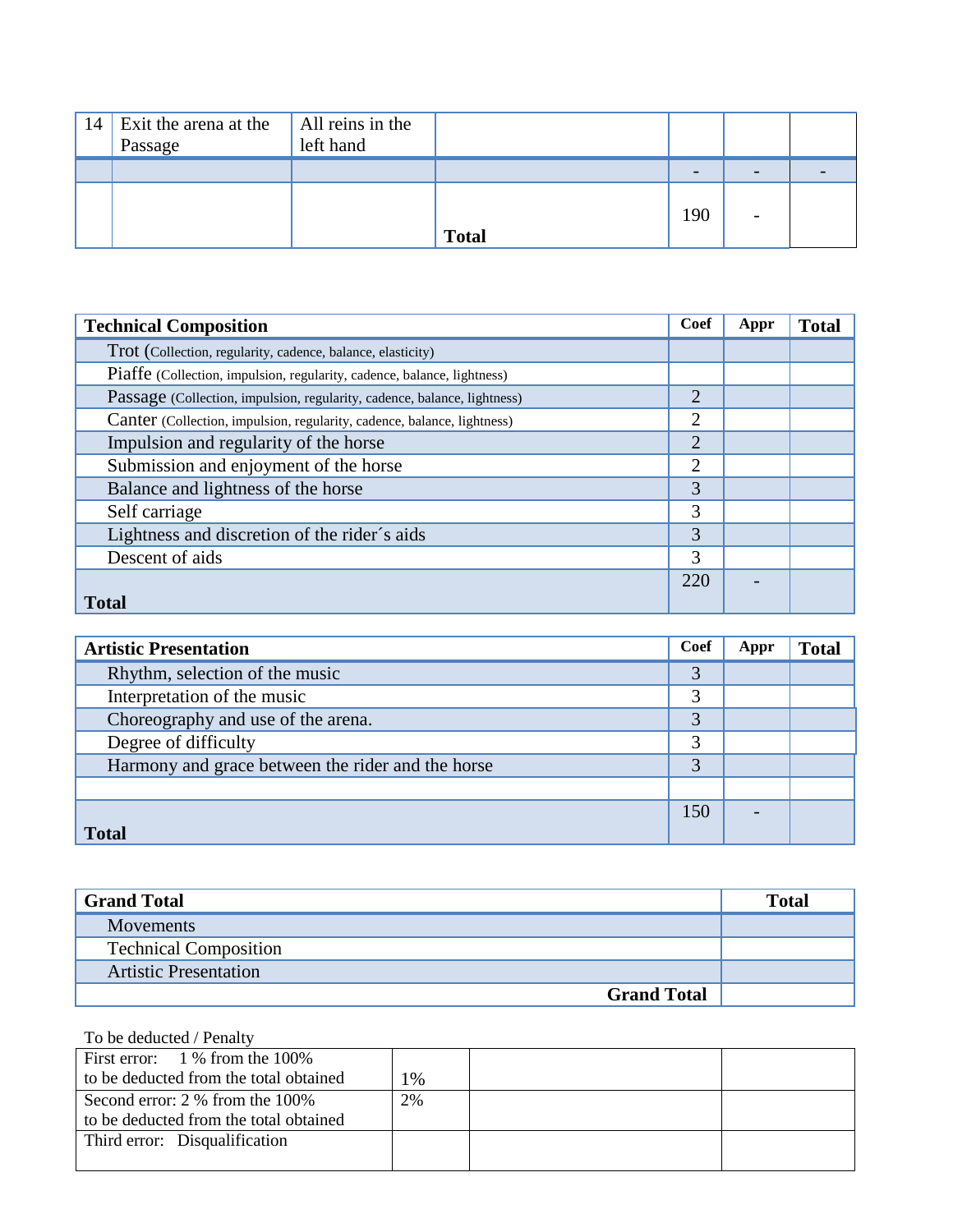| 14 | Exit the arena at the Passage | All reins in the left hand | | | | |
|---|---|---|---|---|---|---|
| | | | | - | - | - |
| | | | **Total** | 190 | - | |

| **Technical Composition** | **Coef** | **Appr** | **Total** |
|---|---|---|---|
| Trot (Collection, regularity, cadence, balance, elasticity) | | | |
| Piaffe (Collection, impulsion, regularity, cadence, balance, lightness) | | | |
| Passage (Collection, impulsion, regularity, cadence, balance, lightness) | 2 | | |
| Canter (Collection, impulsion, regularity, cadence, balance, lightness) | 2 | | |
| Impulsion and regularity of the horse | 2 | | |
| Submission and enjoyment of the horse | 2 | | |
| Balance and lightness of the horse | 3 | | |
| Self carriage | 3 | | |
| Lightness and discretion of the rider´s aids | 3 | | |
| Descent of aids | 3 | | |
| **Total** | 220 | - | |

| **Artistic Presentation** | **Coef** | **Appr** | **Total** |
|---|---|---|---|
| Rhythm, selection of the music | 3 | | |
| Interpretation of the music | 3 | | |
| Choreography and use of the arena. | 3 | | |
| Degree of difficulty | 3 | | |
| Harmony and grace between the rider and the horse | 3 | | |
| | | | |
| **Total** | 150 | - | |

| **Grand Total** | **Total** |
|---|---|
| Movements | |
| Technical Composition | |
| Artistic Presentation | |
| **Grand Total** | |

To be deducted / Penalty

| | | | |
|---|---|---|---|
| First error: 1 % from the 100% to be deducted from the total obtained | 1% | | |
| Second error: 2 % from the 100% to be deducted from the total obtained | 2% | | |
| Third error: Disqualification | | | |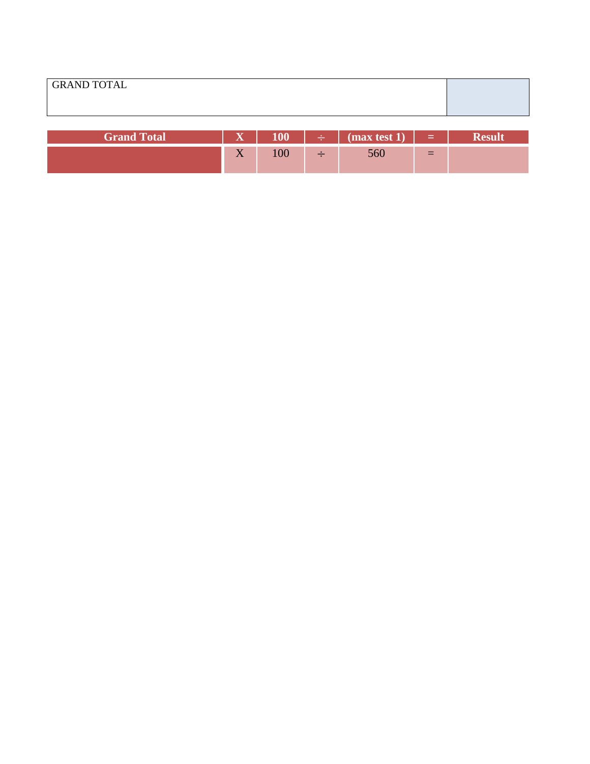| GRAND TOTAL | |
|---|---|

| Grand Total | X | 100 | ÷ | (max test 1) | = | Result |
|---|---|---|---|---|---|---|
| | X | 100 | ÷ | 560 | = | |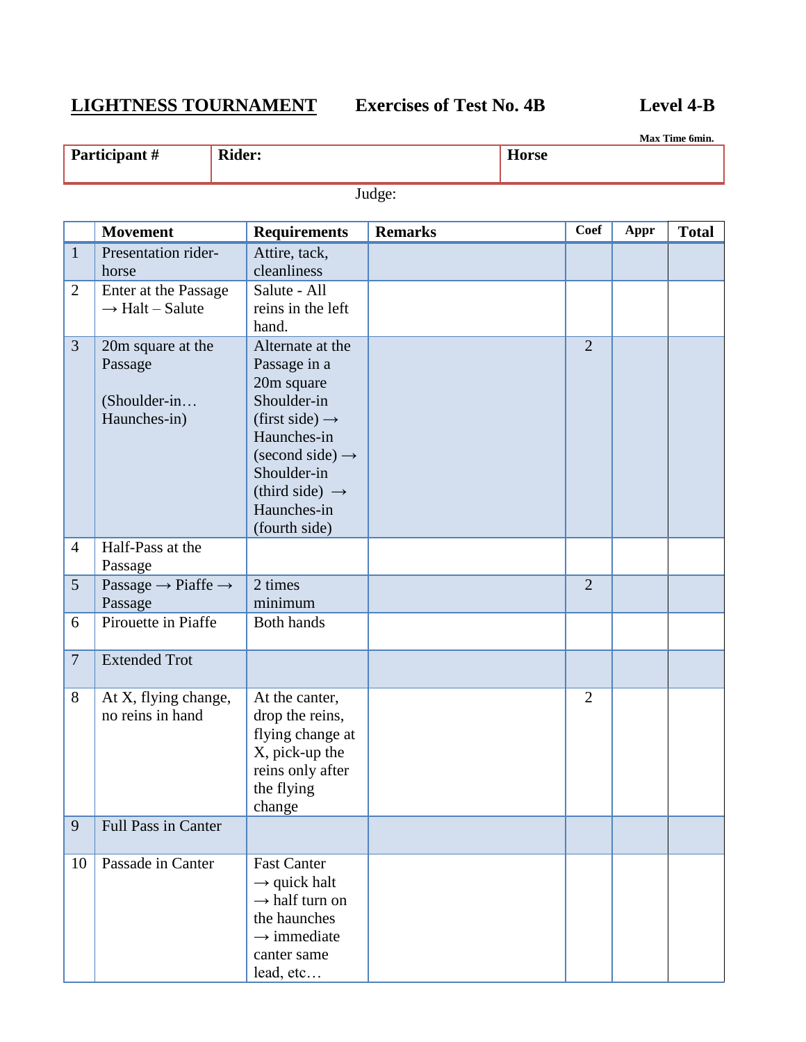**<u>LIGHTNESS TOURNAMENT</u>** **Exercises of Test No. 4B** **Level 4-B**

**Max Time 6min.**

| **Participant #** | **Rider:** | **Horse** |
|---|---|---|
| | | |

Judge:

| | **Movement** | **Requirements** | **Remarks** | **Coef** | **Appr** | **Total** |
|---|---|---|---|---|---|---|
| 1 | Presentation rider-horse | Attire, tack, cleanliness | | | | |
| 2 | Enter at the Passage → Halt – Salute | Salute - All reins in the left hand. | | | | |
| 3 | 20m square at the Passage<br><br>(Shoulder-in… Haunches-in) | Alternate at the Passage in a 20m square Shoulder-in (first side) → Haunches-in (second side) → Shoulder-in (third side) → Haunches-in (fourth side) | | 2 | | |
| 4 | Half-Pass at the Passage | | | | | |
| 5 | Passage → Piaffe → Passage | 2 times minimum | | 2 | | |
| 6 | Pirouette in Piaffe | Both hands | | | | |
| 7 | Extended Trot | | | | | |
| 8 | At X, flying change, no reins in hand | At the canter, drop the reins, flying change at X, pick-up the reins only after the flying change | | 2 | | |
| 9 | Full Pass in Canter | | | | | |
| 10 | Passade in Canter | Fast Canter → quick halt → half turn on the haunches → immediate canter same lead, etc… | | | | |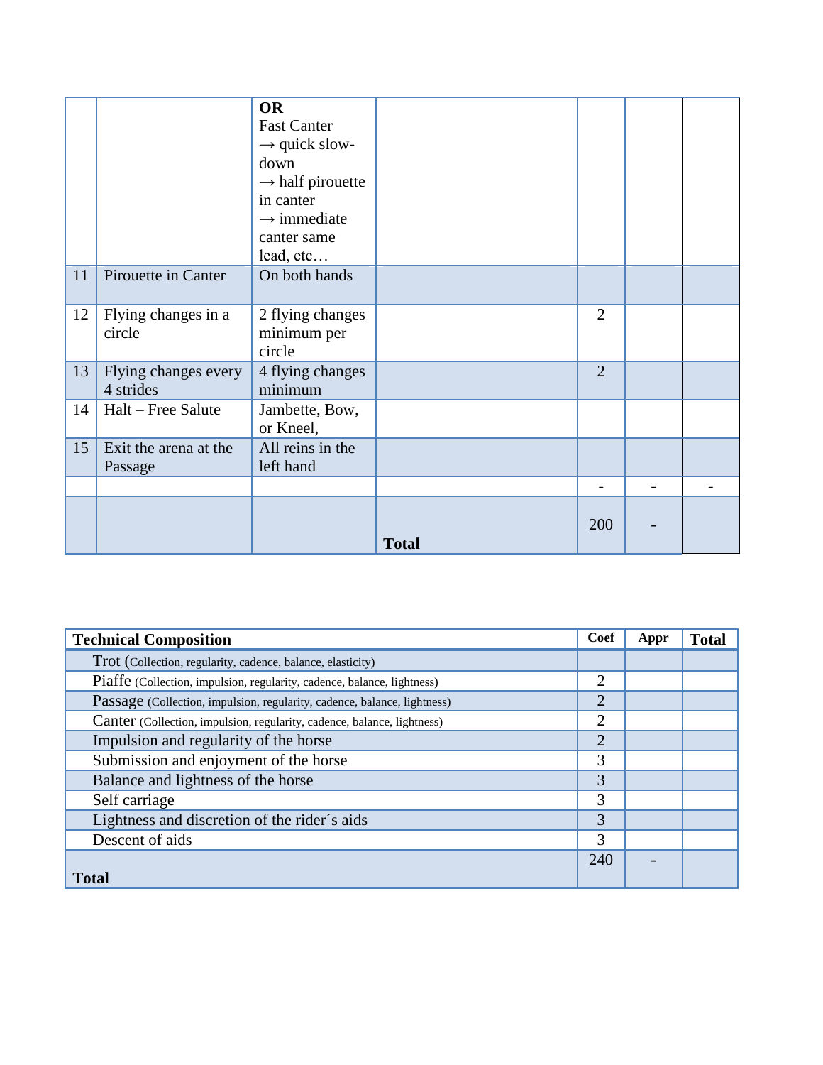|  |  |  |  |  |  |  |
|---|---|---|---|---|---|---|
|  |  | **OR**<br>Fast Canter<br>→ quick slow-down<br>→ half pirouette in canter<br>→ immediate canter same lead, etc… |  |  |  |  |
| 11 | Pirouette in Canter | On both hands |  |  |  |  |
| 12 | Flying changes in a circle | 2 flying changes minimum per circle |  | 2 |  |  |
| 13 | Flying changes every 4 strides | 4 flying changes minimum |  | 2 |  |  |
| 14 | Halt – Free Salute | Jambette, Bow, or Kneel, |  |  |  |  |
| 15 | Exit the arena at the Passage | All reins in the left hand |  |  |  |  |
|  |  |  |  | - | - | - |
|  |  |  | **Total** | 200 | - |  |

| **Technical Composition** | **Coef** | **Appr** | **Total** |
|---|---|---|---|
| Trot (Collection, regularity, cadence, balance, elasticity) |  |  |  |
| Piaffe (Collection, impulsion, regularity, cadence, balance, lightness) | 2 |  |  |
| Passage (Collection, impulsion, regularity, cadence, balance, lightness) | 2 |  |  |
| Canter (Collection, impulsion, regularity, cadence, balance, lightness) | 2 |  |  |
| Impulsion and regularity of the horse | 2 |  |  |
| Submission and enjoyment of the horse | 3 |  |  |
| Balance and lightness of the horse | 3 |  |  |
| Self carriage | 3 |  |  |
| Lightness and discretion of the rider´s aids | 3 |  |  |
| Descent of aids | 3 |  |  |
| **Total** | 240 | - |  |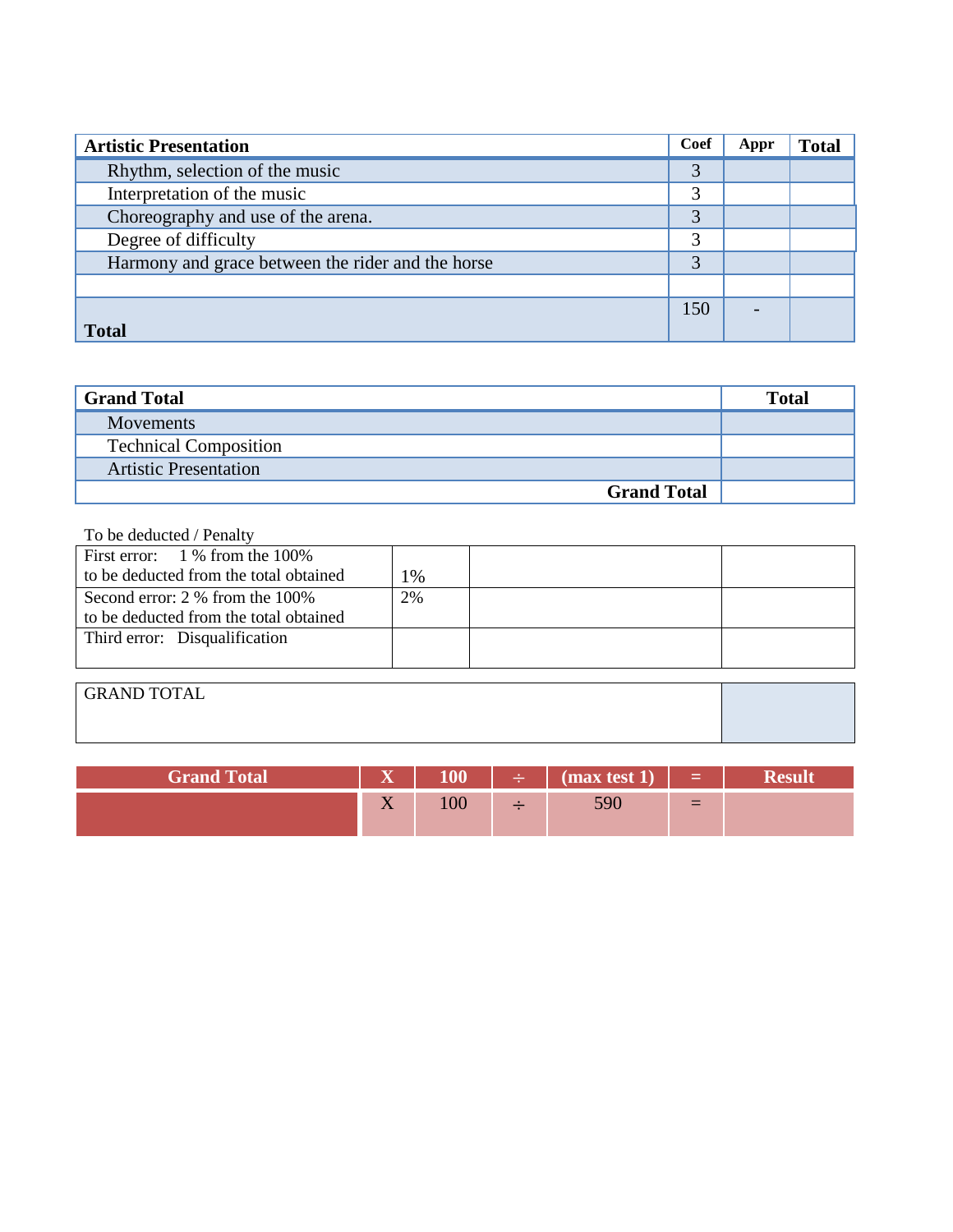| Artistic Presentation | Coef | Appr | Total |
|---|---|---|---|
| Rhythm, selection of the music | 3 | | |
| Interpretation of the music | 3 | | |
| Choreography and use of the arena. | 3 | | |
| Degree of difficulty | 3 | | |
| Harmony and grace between the rider and the horse | 3 | | |
| | | | |
| **Total** | 150 | - | |

| Grand Total | Total |
|---|---|
| Movements | |
| Technical Composition | |
| Artistic Presentation | |
| **Grand Total** | |

To be deducted / Penalty

| | | | |
|---|---|---|---|
| First error: 1 % from the 100% to be deducted from the total obtained | 1% | | |
| Second error: 2 % from the 100% to be deducted from the total obtained | 2% | | |
| Third error: Disqualification | | | |

| GRAND TOTAL | |
|---|---|

| Grand Total | X | 100 | ÷ | (max test 1) | = | Result |
|---|---|---|---|---|---|---|
| | X | 100 | ÷ | 590 | = | |